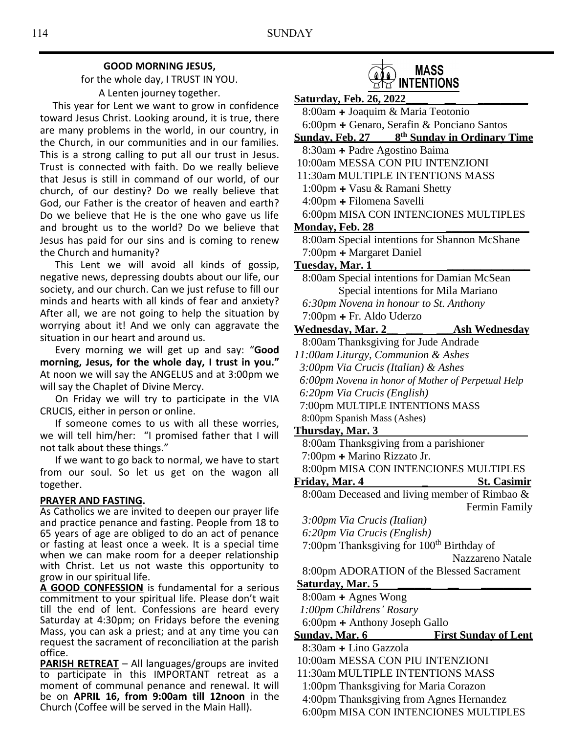**GOOD MORNING JESUS,**

for the whole day, I TRUST IN YOU.

A Lenten journey together.

This year for Lent we want to grow in confidence toward Jesus Christ. Looking around, it is true, there are many problems in the world, in our country, in the Church, in our communities and in our families. This is a strong calling to put all our trust in Jesus. Trust is connected with faith. Do we really believe that Jesus is still in command of our world, of our church, of our destiny? Do we really believe that God, our Father is the creator of heaven and earth? Do we believe that He is the one who gave us life and brought us to the world? Do we believe that Jesus has paid for our sins and is coming to renew the Church and humanity?

This Lent we will avoid all kinds of gossip, negative news, depressing doubts about our life, our society, and our church. Can we just refuse to fill our minds and hearts with all kinds of fear and anxiety? After all, we are not going to help the situation by worrying about it! And we only can aggravate the situation in our heart and around us.

Every morning we will get up and say: "**Good morning, Jesus, for the whole day, I trust in you."** At noon we will say the ANGELUS and at 3:00pm we will say the Chaplet of Divine Mercy.

On Friday we will try to participate in the VIA CRUCIS, either in person or online.

If someone comes to us with all these worries, we will tell him/her: "I promised father that I will not talk about these things."

If we want to go back to normal, we have to start from our soul. So let us get on the wagon all together.

**PRAYER AND FASTING.**

As Catholics we are invited to deepen our prayer life and practice penance and fasting. People from 18 to 65 years of age are obliged to do an act of penance or fasting at least once a week. It is a special time when we can make room for a deeper relationship with Christ. Let us not waste this opportunity to grow in our spiritual life.

**A GOOD CONFESSION** is fundamental for a serious commitment to your spiritual life. Please don't wait till the end of lent. Confessions are heard every Saturday at 4:30pm; on Fridays before the evening Mass, you can ask a priest; and at any time you can request the sacrament of reconciliation at the parish office.

**PARISH RETREAT** – All languages/groups are invited to participate in this IMPORTANT retreat as a moment of communal penance and renewal. It will be on **APRIL 16, from 9:00am till 12noon** in the Church (Coffee will be served in the Main Hall).

## MASS INTENTIONS

**Saturday, Feb. 26, 2022**
- 8:00am + Joaquim & Maria Teotonio
- 6:00pm + Genaro, Serafin & Ponciano Santos

**Sunday, Feb. 27 — 8th Sunday in Ordinary Time**
- 8:30am + Padre Agostino Baima
- 10:00am MESSA CON PIU INTENZIONI
- 11:30am MULTIPLE INTENTIONS MASS
- 1:00pm + Vasu & Ramani Shetty
- 4:00pm + Filomena Savelli
- 6:00pm MISA CON INTENCIONES MULTIPLES

**Monday, Feb. 28**
- 8:00am Special intentions for Shannon McShane
- 7:00pm + Margaret Daniel

**Tuesday, Mar. 1**
- 8:00am Special intentions for Damian McSean
  Special intentions for Mila Mariano
- *6:30pm Novena in honour to St. Anthony*
- 7:00pm + Fr. Aldo Uderzo

**Wednesday, Mar. 2 — Ash Wednesday**
- 8:00am Thanksgiving for Jude Andrade
- *11:00am Liturgy, Communion & Ashes*
- *3:00pm Via Crucis (Italian) & Ashes*
- *6:00pm Novena in honor of Mother of Perpetual Help*
- *6:20pm Via Crucis (English)*
- 7:00pm MULTIPLE INTENTIONS MASS
- 8:00pm Spanish Mass (Ashes)

**Thursday, Mar. 3**
- 8:00am Thanksgiving from a parishioner
- 7:00pm + Marino Rizzato Jr.
- 8:00pm MISA CON INTENCIONES MULTIPLES

**Friday, Mar. 4 — St. Casimir**
- 8:00am Deceased and living member of Rimbao & Fermin Family
- *3:00pm Via Crucis (Italian)*
- *6:20pm Via Crucis (English)*
- 7:00pm Thanksgiving for 100th Birthday of Nazzareno Natale
- 8:00pm ADORATION of the Blessed Sacrament

**Saturday, Mar. 5**
- 8:00am + Agnes Wong
- *1:00pm Childrens' Rosary*
- 6:00pm + Anthony Joseph Gallo

**Sunday, Mar. 6 — First Sunday of Lent**
- 8:30am + Lino Gazzola
- 10:00am MESSA CON PIU INTENZIONI
- 11:30am MULTIPLE INTENTIONS MASS
- 1:00pm Thanksgiving for Maria Corazon
- 4:00pm Thanksgiving from Agnes Hernandez
- 6:00pm MISA CON INTENCIONES MULTIPLES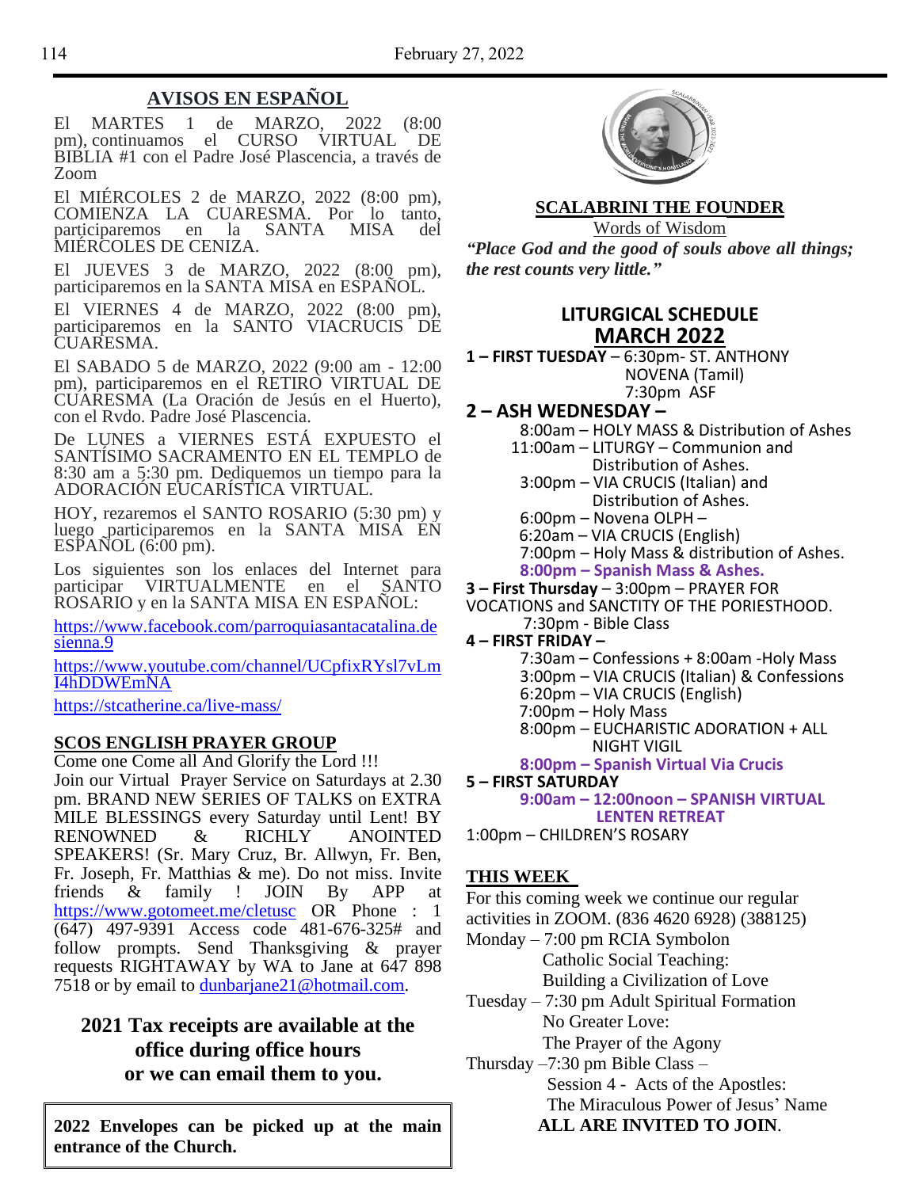## AVISOS EN ESPAÑOL

El MARTES 1 de MARZO, 2022 (8:00 pm), continuamos el CURSO VIRTUAL DE BIBLIA #1 con el Padre José Plascencia, a través de Zoom

El MIÉRCOLES 2 de MARZO, 2022 (8:00 pm), COMIENZA LA CUARESMA. Por lo tanto, participaremos en la SANTA MISA del MIÉRCOLES DE CENIZA.

El JUEVES 3 de MARZO, 2022 (8:00 pm), participaremos en la SANTA MISA en ESPAÑOL.

El VIERNES 4 de MARZO, 2022 (8:00 pm), participaremos en la SANTO VIACRUCIS DE CUARESMA.

El SABADO 5 de MARZO, 2022 (9:00 am - 12:00 pm), participaremos en el RETIRO VIRTUAL DE CUARESMA (La Oración de Jesús en el Huerto), con el Rvdo. Padre José Plascencia.

De LUNES a VIERNES ESTÁ EXPUESTO el SANTÍSIMO SACRAMENTO EN EL TEMPLO de 8:30 am a 5:30 pm. Dediquemos un tiempo para la ADORACIÓN EUCARÍSTICA VIRTUAL.

HOY, rezaremos el SANTO ROSARIO (5:30 pm) y luego participaremos en la SANTA MISA EN ESPAÑOL (6:00 pm).

Los siguientes son los enlaces del Internet para participar VIRTUALMENTE en el SANTO ROSARIO y en la SANTA MISA EN ESPAÑOL:

https://www.facebook.com/parroquiasantacatalina.desienna.9

https://www.youtube.com/channel/UCpfixRYsl7vLmI4hDDWEmNA

https://stcatherine.ca/live-mass/

## SCOS ENGLISH PRAYER GROUP

Come one Come all And Glorify the Lord !!!
Join our Virtual Prayer Service on Saturdays at 2.30 pm. BRAND NEW SERIES OF TALKS on EXTRA MILE BLESSINGS every Saturday until Lent! BY RENOWNED & RICHLY ANOINTED SPEAKERS! (Sr. Mary Cruz, Br. Allwyn, Fr. Ben, Fr. Joseph, Fr. Matthias & me). Do not miss. Invite friends & family ! JOIN By APP at https://www.gotomeet.me/cletusc OR Phone : 1 (647) 497-9391 Access code 481-676-325# and follow prompts. Send Thanksgiving & prayer requests RIGHTAWAY by WA to Jane at 647 898 7518 or by email to dunbarjane21@hotmail.com.

**2021 Tax receipts are available at the office during office hours or we can email them to you.**

**2022 Envelopes can be picked up at the main entrance of the Church.**

## SCALABRINI THE FOUNDER

Words of Wisdom

***"Place God and the good of souls above all things; the rest counts very little."***

## LITURGICAL SCHEDULE
## MARCH 2022

**1 – FIRST TUESDAY** – 6:30pm- ST. ANTHONY NOVENA (Tamil)
7:30pm ASF

**2 – ASH WEDNESDAY –**
- 8:00am – HOLY MASS & Distribution of Ashes
- 11:00am – LITURGY – Communion and Distribution of Ashes.
- 3:00pm – VIA CRUCIS (Italian) and Distribution of Ashes.
- 6:00pm – Novena OLPH –
- 6:20am – VIA CRUCIS (English)
- 7:00pm – Holy Mass & distribution of Ashes.
- **8:00pm – Spanish Mass & Ashes.**

**3 – First Thursday** – 3:00pm – PRAYER FOR VOCATIONS and SANCTITY OF THE PORIESTHOOD.
7:30pm - Bible Class

**4 – FIRST FRIDAY –**
- 7:30am – Confessions + 8:00am -Holy Mass
- 3:00pm – VIA CRUCIS (Italian) & Confessions
- 6:20pm – VIA CRUCIS (English)
- 7:00pm – Holy Mass
- 8:00pm – EUCHARISTIC ADORATION + ALL NIGHT VIGIL
- **8:00pm – Spanish Virtual Via Crucis**

**5 – FIRST SATURDAY**
- **9:00am – 12:00noon – SPANISH VIRTUAL LENTEN RETREAT**

1:00pm – CHILDREN'S ROSARY

## THIS WEEK

For this coming week we continue our regular activities in ZOOM. (836 4620 6928) (388125)

Monday – 7:00 pm RCIA Symbolon
Catholic Social Teaching:
Building a Civilization of Love

Tuesday – 7:30 pm Adult Spiritual Formation
No Greater Love:
The Prayer of the Agony

Thursday –7:30 pm Bible Class –
Session 4 - Acts of the Apostles:
The Miraculous Power of Jesus' Name

**ALL ARE INVITED TO JOIN**.